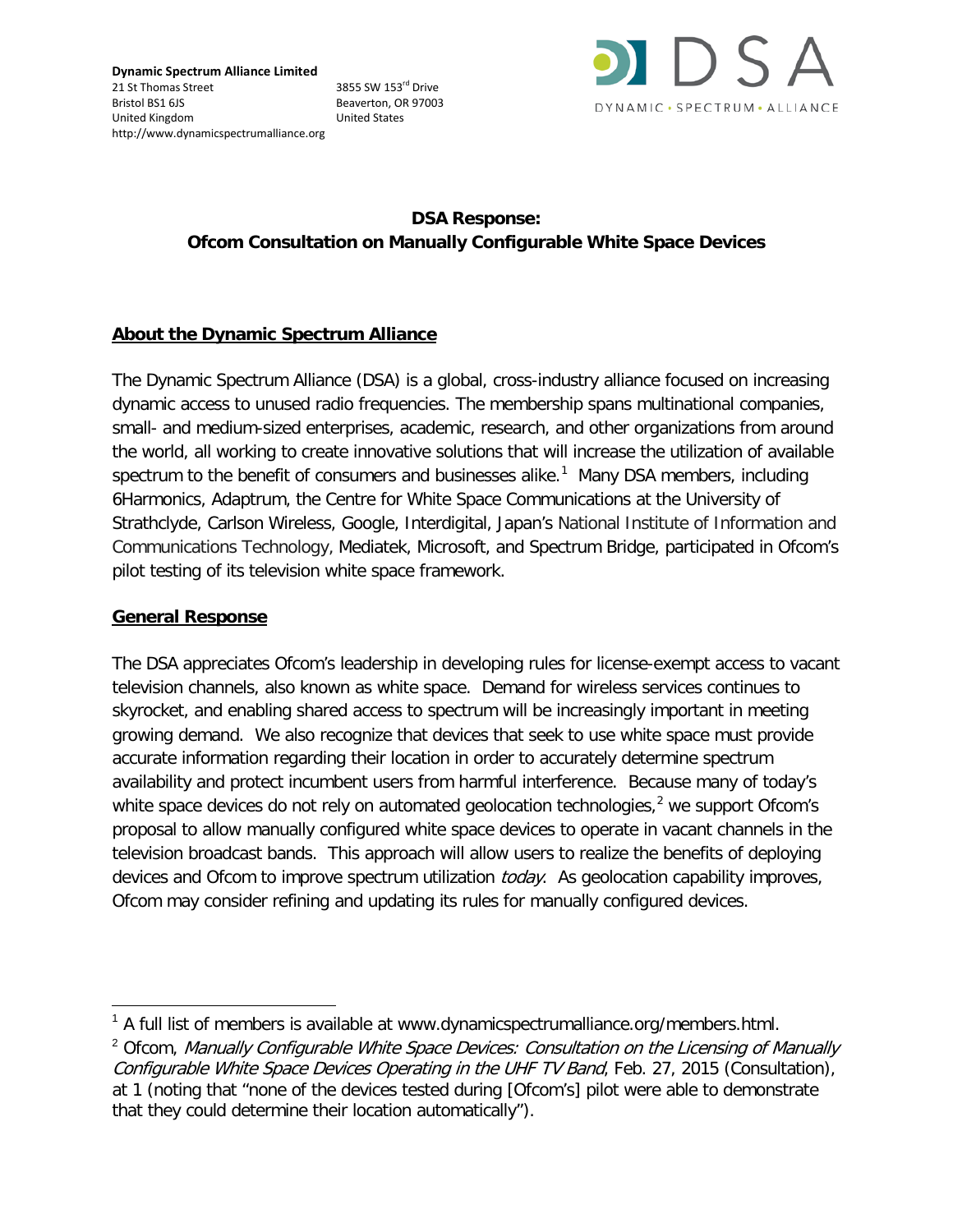**Dynamic Spectrum Alliance Limited**
21 St Thomas Street
Bristol BS1 6JS
United Kingdom
http://www.dynamicspectrumalliance.org

3855 SW 153rd Drive
Beaverton, OR 97003
United States

DSA
DYNAMIC • SPECTRUM • ALLIANCE

# DSA Response: Ofcom Consultation on Manually Configurable White Space Devices

## About the Dynamic Spectrum Alliance

The Dynamic Spectrum Alliance (DSA) is a global, cross-industry alliance focused on increasing dynamic access to unused radio frequencies. The membership spans multinational companies, small- and medium-sized enterprises, academic, research, and other organizations from around the world, all working to create innovative solutions that will increase the utilization of available spectrum to the benefit of consumers and businesses alike.[1] Many DSA members, including 6Harmonics, Adaptrum, the Centre for White Space Communications at the University of Strathclyde, Carlson Wireless, Google, Interdigital, Japan's National Institute of Information and Communications Technology, Mediatek, Microsoft, and Spectrum Bridge, participated in Ofcom's pilot testing of its television white space framework.

## General Response

The DSA appreciates Ofcom's leadership in developing rules for license-exempt access to vacant television channels, also known as white space. Demand for wireless services continues to skyrocket, and enabling shared access to spectrum will be increasingly important in meeting growing demand. We also recognize that devices that seek to use white space must provide accurate information regarding their location in order to accurately determine spectrum availability and protect incumbent users from harmful interference. Because many of today's white space devices do not rely on automated geolocation technologies,[2] we support Ofcom's proposal to allow manually configured white space devices to operate in vacant channels in the television broadcast bands. This approach will allow users to realize the benefits of deploying devices and Ofcom to improve spectrum utilization *today*. As geolocation capability improves, Ofcom may consider refining and updating its rules for manually configured devices.

---

[1] A full list of members is available at www.dynamicspectrumalliance.org/members.html.

[2] Ofcom, *Manually Configurable White Space Devices: Consultation on the Licensing of Manually Configurable White Space Devices Operating in the UHF TV Band*, Feb. 27, 2015 (Consultation), at 1 (noting that "none of the devices tested during [Ofcom's] pilot were able to demonstrate that they could determine their location automatically").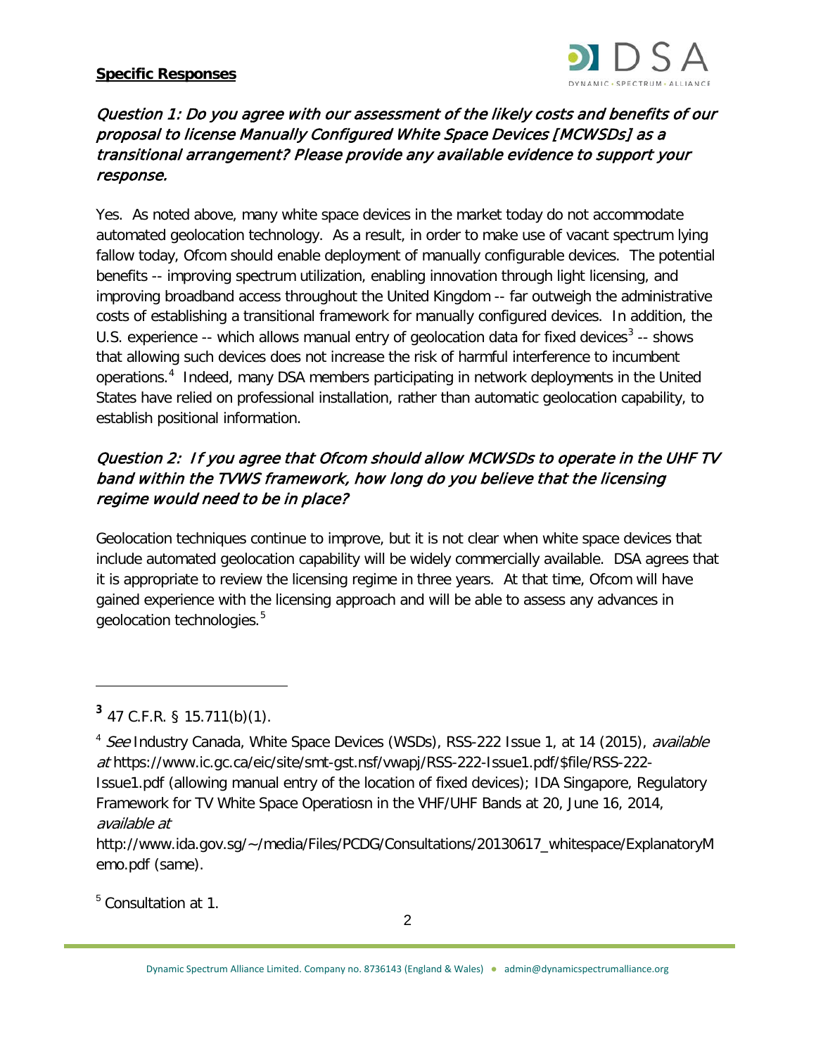**Specific Responses**

### *Question 1: Do you agree with our assessment of the likely costs and benefits of our proposal to license Manually Configured White Space Devices [MCWSDs] as a transitional arrangement? Please provide any available evidence to support your response.*

Yes. As noted above, many white space devices in the market today do not accommodate automated geolocation technology. As a result, in order to make use of vacant spectrum lying fallow today, Ofcom should enable deployment of manually configurable devices. The potential benefits -- improving spectrum utilization, enabling innovation through light licensing, and improving broadband access throughout the United Kingdom -- far outweigh the administrative costs of establishing a transitional framework for manually configured devices. In addition, the U.S. experience -- which allows manual entry of geolocation data for fixed devices[3] -- shows that allowing such devices does not increase the risk of harmful interference to incumbent operations.[4] Indeed, many DSA members participating in network deployments in the United States have relied on professional installation, rather than automatic geolocation capability, to establish positional information.

### *Question 2: If you agree that Ofcom should allow MCWSDs to operate in the UHF TV band within the TVWS framework, how long do you believe that the licensing regime would need to be in place?*

Geolocation techniques continue to improve, but it is not clear when white space devices that include automated geolocation capability will be widely commercially available. DSA agrees that it is appropriate to review the licensing regime in three years. At that time, Ofcom will have gained experience with the licensing approach and will be able to assess any advances in geolocation technologies.[5]

---

[3] 47 C.F.R. § 15.711(b)(1).

[4] *See* Industry Canada, White Space Devices (WSDs), RSS-222 Issue 1, at 14 (2015), *available at* https://www.ic.gc.ca/eic/site/smt-gst.nsf/vwapj/RSS-222-Issue1.pdf/$file/RSS-222-Issue1.pdf (allowing manual entry of the location of fixed devices); IDA Singapore, Regulatory Framework for TV White Space Operatiosn in the VHF/UHF Bands at 20, June 16, 2014, *available at* http://www.ida.gov.sg/~/media/Files/PCDG/Consultations/20130617_whitespace/ExplanatoryMemo.pdf (same).

[5] Consultation at 1.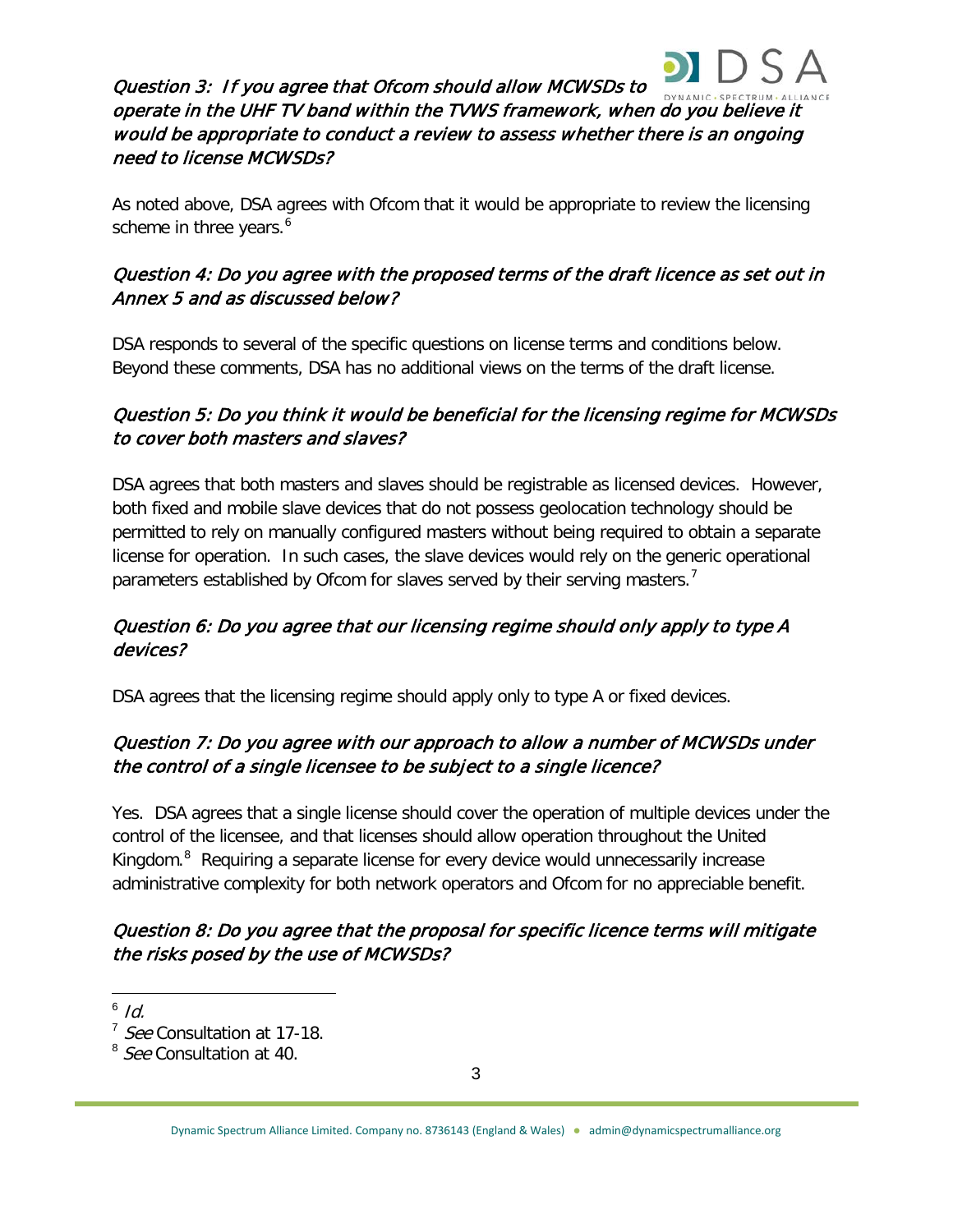### *Question 3: If you agree that Ofcom should allow MCWSDs to operate in the UHF TV band within the TVWS framework, when do you believe it would be appropriate to conduct a review to assess whether there is an ongoing need to license MCWSDs?*

As noted above, DSA agrees with Ofcom that it would be appropriate to review the licensing scheme in three years.[6]

### *Question 4: Do you agree with the proposed terms of the draft licence as set out in Annex 5 and as discussed below?*

DSA responds to several of the specific questions on license terms and conditions below. Beyond these comments, DSA has no additional views on the terms of the draft license.

### *Question 5: Do you think it would be beneficial for the licensing regime for MCWSDs to cover both masters and slaves?*

DSA agrees that both masters and slaves should be registrable as licensed devices. However, both fixed and mobile slave devices that do not possess geolocation technology should be permitted to rely on manually configured masters without being required to obtain a separate license for operation. In such cases, the slave devices would rely on the generic operational parameters established by Ofcom for slaves served by their serving masters.[7]

### *Question 6: Do you agree that our licensing regime should only apply to type A devices?*

DSA agrees that the licensing regime should apply only to type A or fixed devices.

### *Question 7: Do you agree with our approach to allow a number of MCWSDs under the control of a single licensee to be subject to a single licence?*

Yes. DSA agrees that a single license should cover the operation of multiple devices under the control of the licensee, and that licenses should allow operation throughout the United Kingdom.[8] Requiring a separate license for every device would unnecessarily increase administrative complexity for both network operators and Ofcom for no appreciable benefit.

### *Question 8: Do you agree that the proposal for specific licence terms will mitigate the risks posed by the use of MCWSDs?*

---

[6] *Id.*

[7] *See* Consultation at 17-18.

[8] *See* Consultation at 40.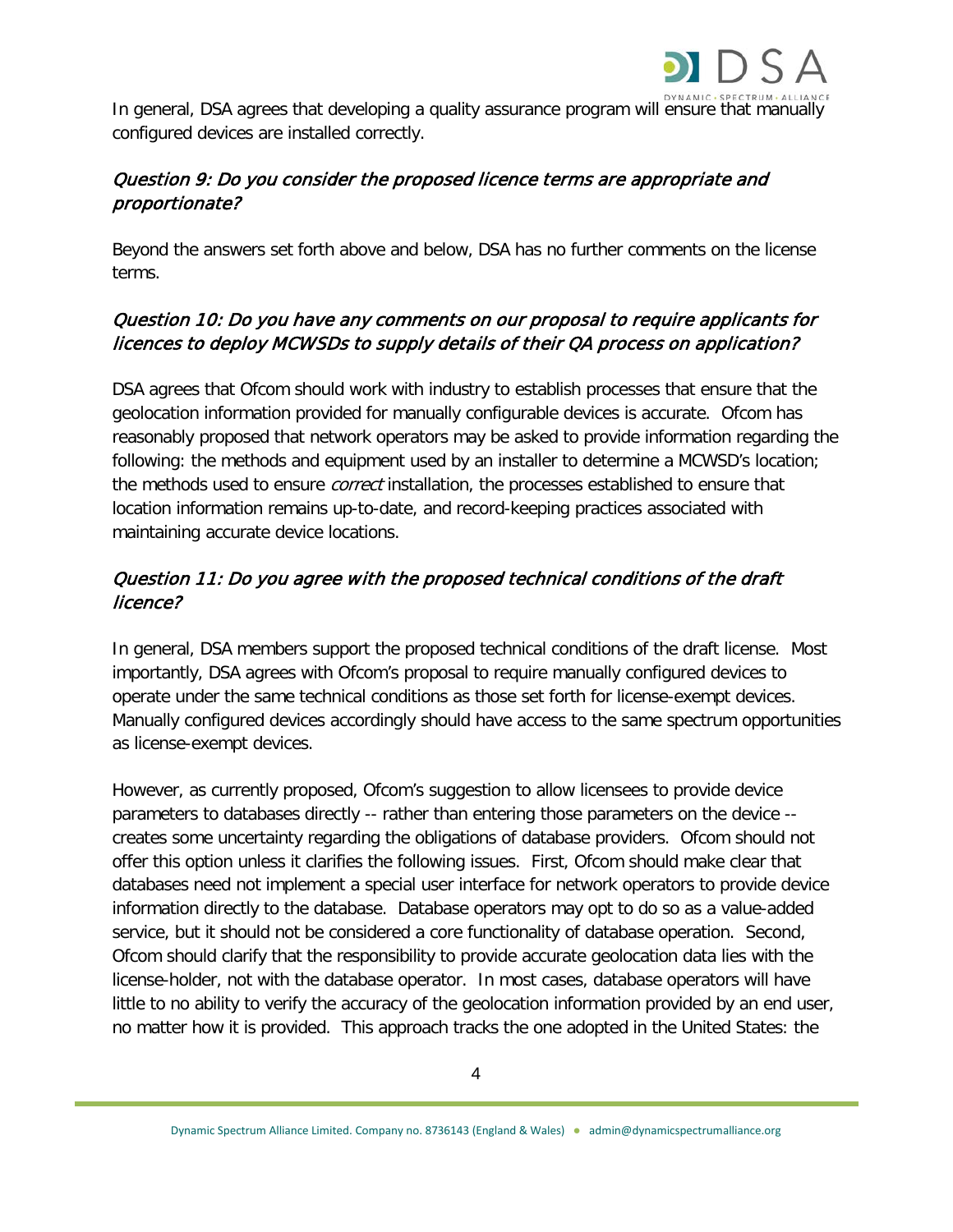In general, DSA agrees that developing a quality assurance program will ensure that manually configured devices are installed correctly.

### *Question 9: Do you consider the proposed licence terms are appropriate and proportionate?*

Beyond the answers set forth above and below, DSA has no further comments on the license terms.

### *Question 10: Do you have any comments on our proposal to require applicants for licences to deploy MCWSDs to supply details of their QA process on application?*

DSA agrees that Ofcom should work with industry to establish processes that ensure that the geolocation information provided for manually configurable devices is accurate. Ofcom has reasonably proposed that network operators may be asked to provide information regarding the following: the methods and equipment used by an installer to determine a MCWSD's location; the methods used to ensure *correct* installation, the processes established to ensure that location information remains up-to-date, and record-keeping practices associated with maintaining accurate device locations.

### *Question 11: Do you agree with the proposed technical conditions of the draft licence?*

In general, DSA members support the proposed technical conditions of the draft license. Most importantly, DSA agrees with Ofcom's proposal to require manually configured devices to operate under the same technical conditions as those set forth for license-exempt devices. Manually configured devices accordingly should have access to the same spectrum opportunities as license-exempt devices.

However, as currently proposed, Ofcom's suggestion to allow licensees to provide device parameters to databases directly -- rather than entering those parameters on the device -- creates some uncertainty regarding the obligations of database providers. Ofcom should not offer this option unless it clarifies the following issues. First, Ofcom should make clear that databases need not implement a special user interface for network operators to provide device information directly to the database. Database operators may opt to do so as a value-added service, but it should not be considered a core functionality of database operation. Second, Ofcom should clarify that the responsibility to provide accurate geolocation data lies with the license-holder, not with the database operator. In most cases, database operators will have little to no ability to verify the accuracy of the geolocation information provided by an end user, no matter how it is provided. This approach tracks the one adopted in the United States: the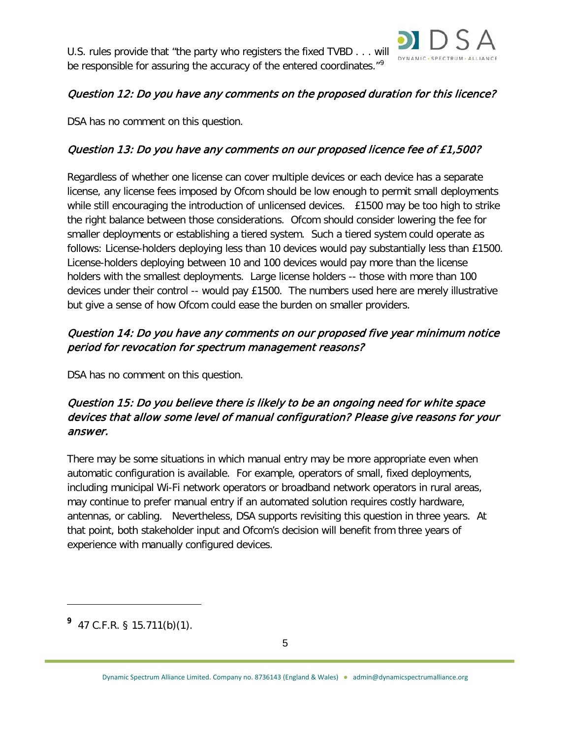U.S. rules provide that "the party who registers the fixed TVBD . . . will be responsible for assuring the accuracy of the entered coordinates."[9]

### *Question 12: Do you have any comments on the proposed duration for this licence?*

DSA has no comment on this question.

### *Question 13: Do you have any comments on our proposed licence fee of £1,500?*

Regardless of whether one license can cover multiple devices or each device has a separate license, any license fees imposed by Ofcom should be low enough to permit small deployments while still encouraging the introduction of unlicensed devices. £1500 may be too high to strike the right balance between those considerations. Ofcom should consider lowering the fee for smaller deployments or establishing a tiered system. Such a tiered system could operate as follows: License-holders deploying less than 10 devices would pay substantially less than £1500. License-holders deploying between 10 and 100 devices would pay more than the license holders with the smallest deployments. Large license holders -- those with more than 100 devices under their control -- would pay £1500. The numbers used here are merely illustrative but give a sense of how Ofcom could ease the burden on smaller providers.

### *Question 14: Do you have any comments on our proposed five year minimum notice period for revocation for spectrum management reasons?*

DSA has no comment on this question.

### *Question 15: Do you believe there is likely to be an ongoing need for white space devices that allow some level of manual configuration? Please give reasons for your answer.*

There may be some situations in which manual entry may be more appropriate even when automatic configuration is available. For example, operators of small, fixed deployments, including municipal Wi-Fi network operators or broadband network operators in rural areas, may continue to prefer manual entry if an automated solution requires costly hardware, antennas, or cabling. Nevertheless, DSA supports revisiting this question in three years. At that point, both stakeholder input and Ofcom's decision will benefit from three years of experience with manually configured devices.

---

[9] 47 C.F.R. § 15.711(b)(1).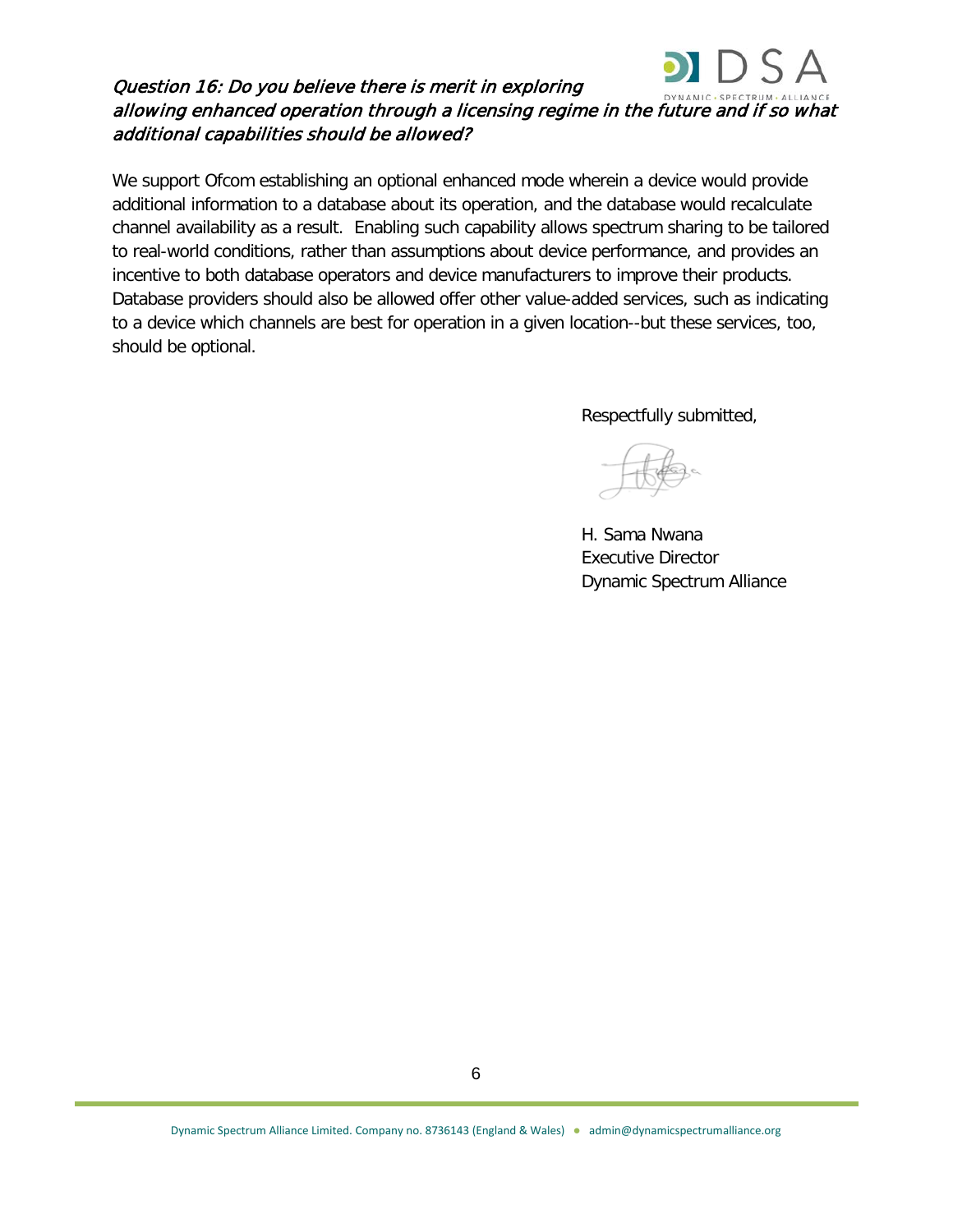***Question 16: Do you believe there is merit in exploring allowing enhanced operation through a licensing regime in the future and if so what additional capabilities should be allowed?***

We support Ofcom establishing an optional enhanced mode wherein a device would provide additional information to a database about its operation, and the database would recalculate channel availability as a result. Enabling such capability allows spectrum sharing to be tailored to real-world conditions, rather than assumptions about device performance, and provides an incentive to both database operators and device manufacturers to improve their products. Database providers should also be allowed offer other value-added services, such as indicating to a device which channels are best for operation in a given location--but these services, too, should be optional.

Respectfully submitted,

H. Sama Nwana
Executive Director
Dynamic Spectrum Alliance